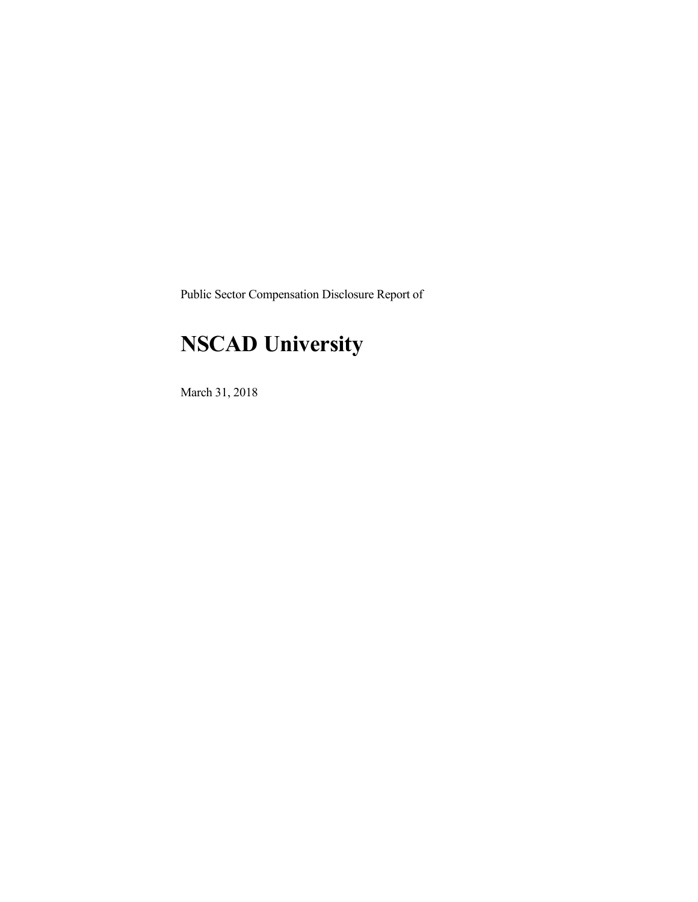Public Sector Compensation Disclosure Report of

# NSCAD University

March 31, 2018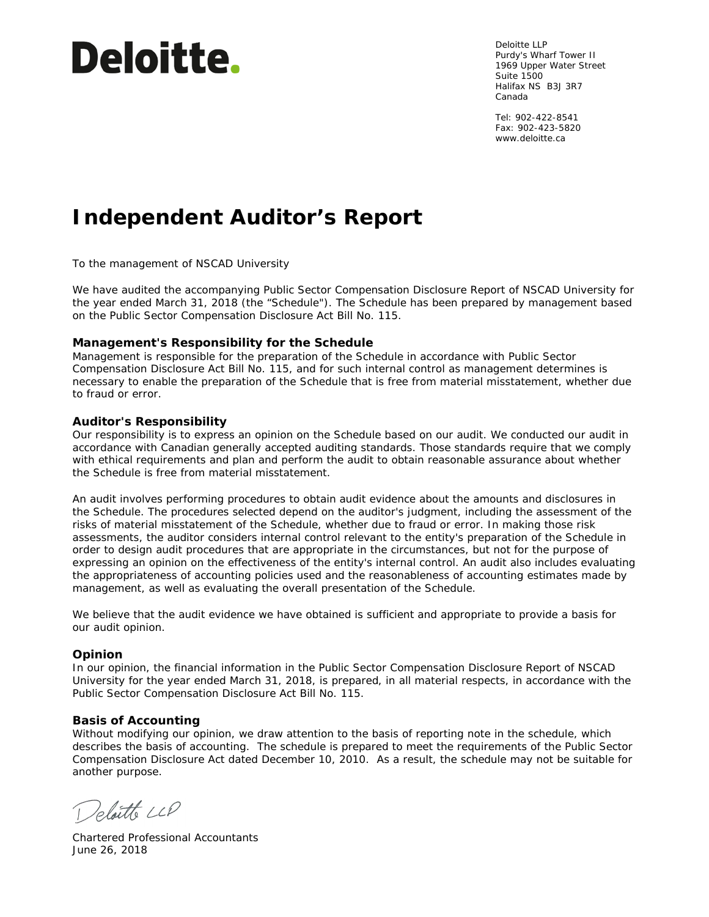# Deloitte.

Deloitte LLP
Purdy's Wharf Tower II
1969 Upper Water Street
Suite 1500
Halifax NS B3J 3R7
Canada

Tel: 902-422-8541
Fax: 902-423-5820
www.deloitte.ca

# Independent Auditor's Report

To the management of NSCAD University

We have audited the accompanying Public Sector Compensation Disclosure Report of NSCAD University for the year ended March 31, 2018 (the "Schedule"). The Schedule has been prepared by management based on the Public Sector Compensation Disclosure Act Bill No. 115.

### Management's Responsibility for the Schedule

Management is responsible for the preparation of the Schedule in accordance with Public Sector Compensation Disclosure Act Bill No. 115, and for such internal control as management determines is necessary to enable the preparation of the Schedule that is free from material misstatement, whether due to fraud or error.

### Auditor's Responsibility

Our responsibility is to express an opinion on the Schedule based on our audit. We conducted our audit in accordance with Canadian generally accepted auditing standards. Those standards require that we comply with ethical requirements and plan and perform the audit to obtain reasonable assurance about whether the Schedule is free from material misstatement.

An audit involves performing procedures to obtain audit evidence about the amounts and disclosures in the Schedule. The procedures selected depend on the auditor's judgment, including the assessment of the risks of material misstatement of the Schedule, whether due to fraud or error. In making those risk assessments, the auditor considers internal control relevant to the entity's preparation of the Schedule in order to design audit procedures that are appropriate in the circumstances, but not for the purpose of expressing an opinion on the effectiveness of the entity's internal control. An audit also includes evaluating the appropriateness of accounting policies used and the reasonableness of accounting estimates made by management, as well as evaluating the overall presentation of the Schedule.

We believe that the audit evidence we have obtained is sufficient and appropriate to provide a basis for our audit opinion.

### Opinion

In our opinion, the financial information in the Public Sector Compensation Disclosure Report of NSCAD University for the year ended March 31, 2018, is prepared, in all material respects, in accordance with the Public Sector Compensation Disclosure Act Bill No. 115.

### Basis of Accounting

Without modifying our opinion, we draw attention to the basis of reporting note in the schedule, which describes the basis of accounting. The schedule is prepared to meet the requirements of the Public Sector Compensation Disclosure Act dated December 10, 2010. As a result, the schedule may not be suitable for another purpose.

Deloitte LLP

Chartered Professional Accountants
June 26, 2018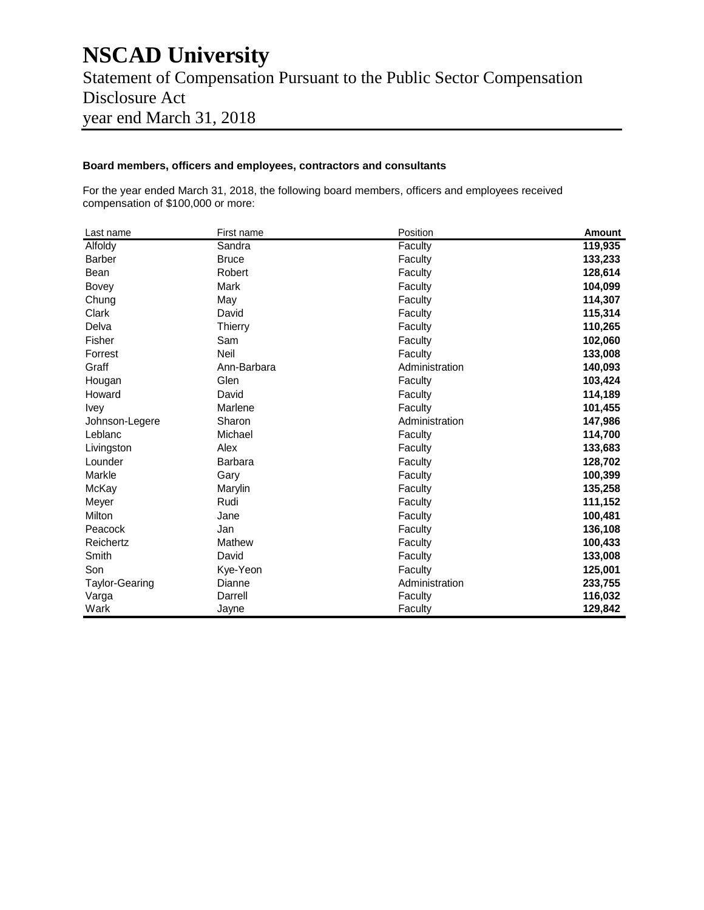# NSCAD University

Statement of Compensation Pursuant to the Public Sector Compensation Disclosure Act
year end March 31, 2018

**Board members, officers and employees, contractors and consultants**

For the year ended March 31, 2018, the following board members, officers and employees received compensation of $100,000 or more:

| Last name | First name | Position | Amount |
|---|---|---|---|
| Alfoldy | Sandra | Faculty | **119,935** |
| Barber | Bruce | Faculty | **133,233** |
| Bean | Robert | Faculty | **128,614** |
| Bovey | Mark | Faculty | **104,099** |
| Chung | May | Faculty | **114,307** |
| Clark | David | Faculty | **115,314** |
| Delva | Thierry | Faculty | **110,265** |
| Fisher | Sam | Faculty | **102,060** |
| Forrest | Neil | Faculty | **133,008** |
| Graff | Ann-Barbara | Administration | **140,093** |
| Hougan | Glen | Faculty | **103,424** |
| Howard | David | Faculty | **114,189** |
| Ivey | Marlene | Faculty | **101,455** |
| Johnson-Legere | Sharon | Administration | **147,986** |
| Leblanc | Michael | Faculty | **114,700** |
| Livingston | Alex | Faculty | **133,683** |
| Lounder | Barbara | Faculty | **128,702** |
| Markle | Gary | Faculty | **100,399** |
| McKay | Marylin | Faculty | **135,258** |
| Meyer | Rudi | Faculty | **111,152** |
| Milton | Jane | Faculty | **100,481** |
| Peacock | Jan | Faculty | **136,108** |
| Reichertz | Mathew | Faculty | **100,433** |
| Smith | David | Faculty | **133,008** |
| Son | Kye-Yeon | Faculty | **125,001** |
| Taylor-Gearing | Dianne | Administration | **233,755** |
| Varga | Darrell | Faculty | **116,032** |
| Wark | Jayne | Faculty | **129,842** |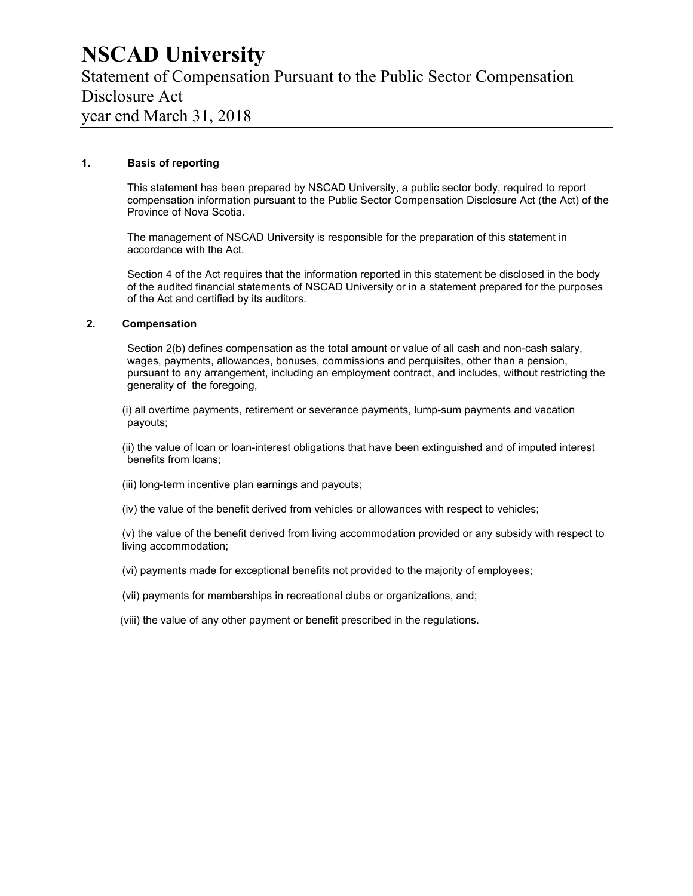# NSCAD University

## Statement of Compensation Pursuant to the Public Sector Compensation Disclosure Act
## year end March 31, 2018

**1. Basis of reporting**

This statement has been prepared by NSCAD University, a public sector body, required to report compensation information pursuant to the Public Sector Compensation Disclosure Act (the Act) of the Province of Nova Scotia.

The management of NSCAD University is responsible for the preparation of this statement in accordance with the Act.

Section 4 of the Act requires that the information reported in this statement be disclosed in the body of the audited financial statements of NSCAD University or in a statement prepared for the purposes of the Act and certified by its auditors.

**2. Compensation**

Section 2(b) defines compensation as the total amount or value of all cash and non-cash salary, wages, payments, allowances, bonuses, commissions and perquisites, other than a pension, pursuant to any arrangement, including an employment contract, and includes, without restricting the generality of the foregoing,

(i) all overtime payments, retirement or severance payments, lump-sum payments and vacation payouts;

(ii) the value of loan or loan-interest obligations that have been extinguished and of imputed interest benefits from loans;

(iii) long-term incentive plan earnings and payouts;

(iv) the value of the benefit derived from vehicles or allowances with respect to vehicles;

(v) the value of the benefit derived from living accommodation provided or any subsidy with respect to living accommodation;

(vi) payments made for exceptional benefits not provided to the majority of employees;

(vii) payments for memberships in recreational clubs or organizations, and;

(viii) the value of any other payment or benefit prescribed in the regulations.